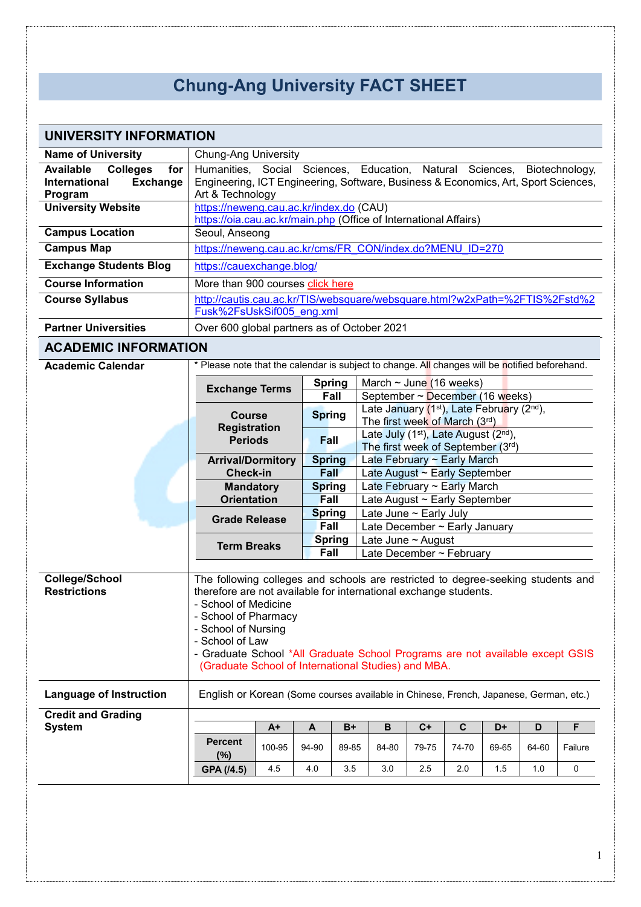# Chung-Ang University FACT SHEET

## UNIVERSITY INFORMATION

| | |
|---|---|
| **Name of University** | Chung-Ang University |
| **Available Colleges for International Exchange Program** | Humanities, Social Sciences, Education, Natural Sciences, Biotechnology, Engineering, ICT Engineering, Software, Business & Economics, Art, Sport Sciences, Art & Technology |
| **University Website** | https://neweng.cau.ac.kr/index.do (CAU)<br>https://oia.cau.ac.kr/main.php (Office of International Affairs) |
| **Campus Location** | Seoul, Anseong |
| **Campus Map** | https://neweng.cau.ac.kr/cms/FR_CON/index.do?MENU_ID=270 |
| **Exchange Students Blog** | https://cauexchange.blog/ |
| **Course Information** | More than 900 courses click here |
| **Course Syllabus** | http://cautis.cau.ac.kr/TIS/websquare/websquare.html?w2xPath=%2FTIS%2Fstd%2Fusk%2FsUskSif005_eng.xml |
| **Partner Universities** | Over 600 global partners as of October 2021 |

## ACADEMIC INFORMATION

**Academic Calendar**

\* Please note that the calendar is subject to change. All changes will be notified beforehand.

| | | |
|---|---|---|
| **Exchange Terms** | **Spring** | March ~ June (16 weeks) |
| | **Fall** | September ~ December (16 weeks) |
| **Course Registration Periods** | **Spring** | Late January (1st), Late February (2nd), The first week of March (3rd) |
| | **Fall** | Late July (1st), Late August (2nd), The first week of September (3rd) |
| **Arrival/Dormitory Check-in** | **Spring** | Late February ~ Early March |
| | **Fall** | Late August ~ Early September |
| **Mandatory Orientation** | **Spring** | Late February ~ Early March |
| | **Fall** | Late August ~ Early September |
| **Grade Release** | **Spring** | Late June ~ Early July |
| | **Fall** | Late December ~ Early January |
| **Term Breaks** | **Spring** | Late June ~ August |
| | **Fall** | Late December ~ February |

**College/School Restrictions**

The following colleges and schools are restricted to degree-seeking students and therefore are not available for international exchange students.
- School of Medicine
- School of Pharmacy
- School of Nursing
- School of Law
- Graduate School *All Graduate School Programs are not available except GSIS (Graduate School of International Studies) and MBA.

**Language of Instruction**

English or Korean (Some courses available in Chinese, French, Japanese, German, etc.)

**Credit and Grading System**

| | A+ | A | B+ | B | C+ | C | D+ | D | F |
|---|---|---|---|---|---|---|---|---|---|
| **Percent (%)** | 100-95 | 94-90 | 89-85 | 84-80 | 79-75 | 74-70 | 69-65 | 64-60 | Failure |
| **GPA (/4.5)** | 4.5 | 4.0 | 3.5 | 3.0 | 2.5 | 2.0 | 1.5 | 1.0 | 0 |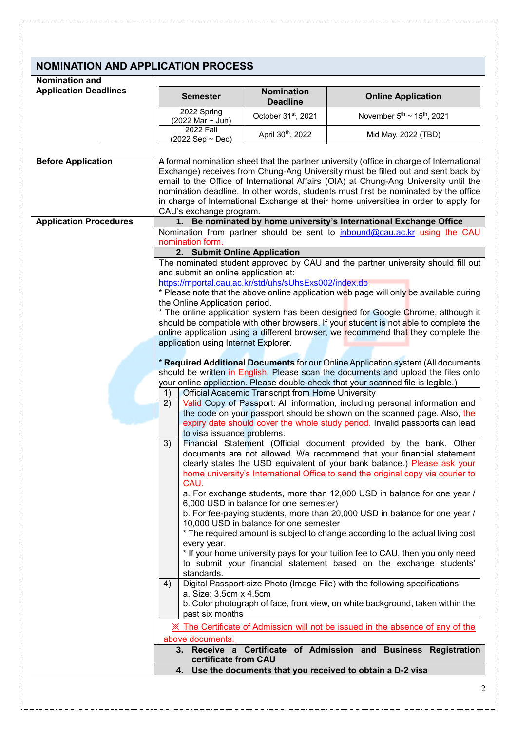## NOMINATION AND APPLICATION PROCESS

### Nomination and Application Deadlines

| Semester | Nomination Deadline | Online Application |
|---|---|---|
| 2022 Spring (2022 Mar ~ Jun) | October 31st, 2021 | November 5th ~ 15th, 2021 |
| 2022 Fall (2022 Sep ~ Dec) | April 30th, 2022 | Mid May, 2022 (TBD) |

### Before Application

A formal nomination sheet that the partner university (office in charge of International Exchange) receives from Chung-Ang University must be filled out and sent back by email to the Office of International Affairs (OIA) at Chung-Ang University until the nomination deadline. In other words, students must first be nominated by the office in charge of International Exchange at their home universities in order to apply for CAU's exchange program.

### Application Procedures

**1. Be nominated by home university's International Exchange Office**

Nomination from partner should be sent to inbound@cau.ac.kr using the CAU nomination form.

**2. Submit Online Application**

The nominated student approved by CAU and the partner university should fill out and submit an online application at:
https://mportal.cau.ac.kr/std/uhs/sUhsExs002/index.do

* Please note that the above online application web page will only be available during the Online Application period.

* The online application system has been designed for Google Chrome, although it should be compatible with other browsers. If your student is not able to complete the online application using a different browser, we recommend that they complete the application using Internet Explorer.

* **Required Additional Documents** for our Online Application system (All documents should be written in English. Please scan the documents and upload the files onto your online application. Please double-check that your scanned file is legible.)

1) Official Academic Transcript from Home University

2) Valid Copy of Passport: All information, including personal information and the code on your passport should be shown on the scanned page. Also, the expiry date should cover the whole study period. Invalid passports can lead to visa issuance problems.

3) Financial Statement (Official document provided by the bank. Other documents are not allowed. We recommend that your financial statement clearly states the USD equivalent of your bank balance.) Please ask your home university's International Office to send the original copy via courier to CAU.
   a. For exchange students, more than 12,000 USD in balance for one year / 6,000 USD in balance for one semester)
   b. For fee-paying students, more than 20,000 USD in balance for one year / 10,000 USD in balance for one semester
   * The required amount is subject to change according to the actual living cost every year.
   * If your home university pays for your tuition fee to CAU, then you only need to submit your financial statement based on the exchange students' standards.

4) Digital Passport-size Photo (Image File) with the following specifications
   a. Size: 3.5cm x 4.5cm
   b. Color photograph of face, front view, on white background, taken within the past six months

※ The Certificate of Admission will not be issued in the absence of any of the above documents.

**3. Receive a Certificate of Admission and Business Registration certificate from CAU**

**4. Use the documents that you received to obtain a D-2 visa**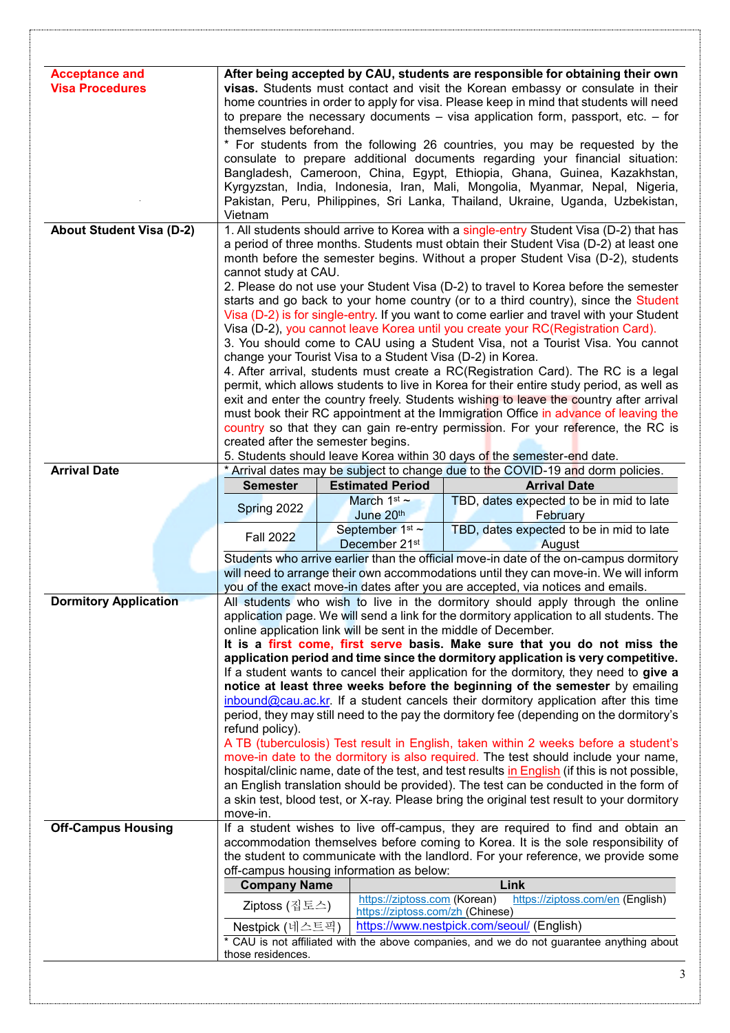| | |
|---|---|
| **Acceptance and Visa Procedures** | **After being accepted by CAU, students are responsible for obtaining their own visas.** Students must contact and visit the Korean embassy or consulate in their home countries in order to apply for visa. Please keep in mind that students will need to prepare the necessary documents – visa application form, passport, etc. – for themselves beforehand.<br>* For students from the following 26 countries, you may be requested by the consulate to prepare additional documents regarding your financial situation: Bangladesh, Cameroon, China, Egypt, Ethiopia, Ghana, Guinea, Kazakhstan, Kyrgyzstan, India, Indonesia, Iran, Mali, Mongolia, Myanmar, Nepal, Nigeria, Pakistan, Peru, Philippines, Sri Lanka, Thailand, Ukraine, Uganda, Uzbekistan, Vietnam |
| **About Student Visa (D-2)** | 1. All students should arrive to Korea with a single-entry Student Visa (D-2) that has a period of three months. Students must obtain their Student Visa (D-2) at least one month before the semester begins. Without a proper Student Visa (D-2), students cannot study at CAU.<br>2. Please do not use your Student Visa (D-2) to travel to Korea before the semester starts and go back to your home country (or to a third country), since the Student Visa (D-2) is for single-entry. If you want to come earlier and travel with your Student Visa (D-2), you cannot leave Korea until you create your RC(Registration Card).<br>3. You should come to CAU using a Student Visa, not a Tourist Visa. You cannot change your Tourist Visa to a Student Visa (D-2) in Korea.<br>4. After arrival, students must create a RC(Registration Card). The RC is a legal permit, which allows students to live in Korea for their entire study period, as well as exit and enter the country freely. Students wishing to leave the country after arrival must book their RC appointment at the Immigration Office in advance of leaving the country so that they can gain re-entry permission. For your reference, the RC is created after the semester begins.<br>5. Students should leave Korea within 30 days of the semester-end date. |
| **Arrival Date** | * Arrival dates may be subject to change due to the COVID-19 and dorm policies.<br>(see table below)<br>Students who arrive earlier than the official move-in date of the on-campus dormitory will need to arrange their own accommodations until they can move-in. We will inform you of the exact move-in dates after you are accepted, via notices and emails. |
| **Dormitory Application** | All students who wish to live in the dormitory should apply through the online application page. We will send a link for the dormitory application to all students. The online application link will be sent in the middle of December.<br>**It is a first come, first serve basis. Make sure that you do not miss the application period and time since the dormitory application is very competitive.**<br>If a student wants to cancel their application for the dormitory, they need to **give a notice at least three weeks before the beginning of the semester** by emailing inbound@cau.ac.kr. If a student cancels their dormitory application after this time period, they may still need to the pay the dormitory fee (depending on the dormitory's refund policy).<br>A TB (tuberculosis) Test result in English, taken within 2 weeks before a student's move-in date to the dormitory is also required. The test should include your name, hospital/clinic name, date of the test, and test results in English (if this is not possible, an English translation should be provided). The test can be conducted in the form of a skin test, blood test, or X-ray. Please bring the original test result to your dormitory move-in. |
| **Off-Campus Housing** | If a student wishes to live off-campus, they are required to find and obtain an accommodation themselves before coming to Korea. It is the sole responsibility of the student to communicate with the landlord. For your reference, we provide some off-campus housing information as below:<br>(see table below)<br>* CAU is not affiliated with the above companies, and we do not guarantee anything about those residences. |

**Arrival Date**

| Semester | Estimated Period | Arrival Date |
|---|---|---|
| Spring 2022 | March 1st ~ June 20th | TBD, dates expected to be in mid to late February |
| Fall 2022 | September 1st ~ December 21st | TBD, dates expected to be in mid to late August |

**Off-Campus Housing**

| Company Name | Link |
|---|---|
| Ziptoss (집토스) | https://ziptoss.com (Korean) https://ziptoss.com/en (English) https://ziptoss.com/zh (Chinese) |
| Nestpick (네스트픽) | https://www.nestpick.com/seoul/ (English) |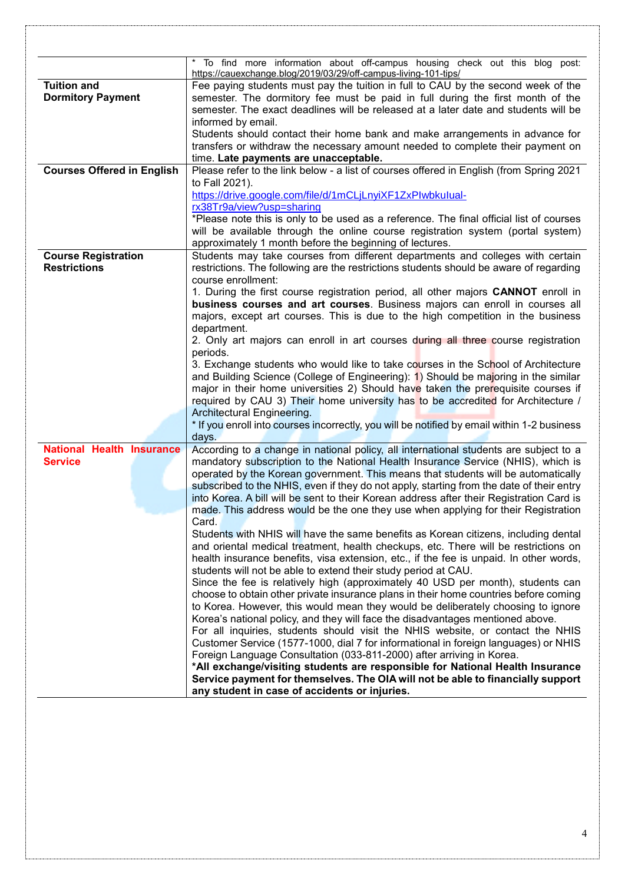| | |
|---|---|
| | * To find more information about off-campus housing check out this blog post: https://cauexchange.blog/2019/03/29/off-campus-living-101-tips/ |
| **Tuition and Dormitory Payment** | Fee paying students must pay the tuition in full to CAU by the second week of the semester. The dormitory fee must be paid in full during the first month of the semester. The exact deadlines will be released at a later date and students will be informed by email.<br>Students should contact their home bank and make arrangements in advance for transfers or withdraw the necessary amount needed to complete their payment on time. **Late payments are unacceptable.** |
| **Courses Offered in English** | Please refer to the link below - a list of courses offered in English (from Spring 2021 to Fall 2021).<br>https://drive.google.com/file/d/1mCLjLnyiXF1ZxPIwbkuIual-rx38Tr9a/view?usp=sharing<br>*Please note this is only to be used as a reference. The final official list of courses will be available through the online course registration system (portal system) approximately 1 month before the beginning of lectures. |
| **Course Registration Restrictions** | Students may take courses from different departments and colleges with certain restrictions. The following are the restrictions students should be aware of regarding course enrollment:<br>1. During the first course registration period, all other majors **CANNOT** enroll in **business courses and art courses**. Business majors can enroll in courses all majors, except art courses. This is due to the high competition in the business department.<br>2. Only art majors can enroll in art courses during all three course registration periods.<br>3. Exchange students who would like to take courses in the School of Architecture and Building Science (College of Engineering): 1) Should be majoring in the similar major in their home universities 2) Should have taken the prerequisite courses if required by CAU 3) Their home university has to be accredited for Architecture / Architectural Engineering.<br>* If you enroll into courses incorrectly, you will be notified by email within 1-2 business days. |
| **National Health Insurance Service** | According to a change in national policy, all international students are subject to a mandatory subscription to the National Health Insurance Service (NHIS), which is operated by the Korean government. This means that students will be automatically subscribed to the NHIS, even if they do not apply, starting from the date of their entry into Korea. A bill will be sent to their Korean address after their Registration Card is made. This address would be the one they use when applying for their Registration Card.<br>Students with NHIS will have the same benefits as Korean citizens, including dental and oriental medical treatment, health checkups, etc. There will be restrictions on health insurance benefits, visa extension, etc., if the fee is unpaid. In other words, students will not be able to extend their study period at CAU.<br>Since the fee is relatively high (approximately 40 USD per month), students can choose to obtain other private insurance plans in their home countries before coming to Korea. However, this would mean they would be deliberately choosing to ignore Korea's national policy, and they will face the disadvantages mentioned above.<br>For all inquiries, students should visit the NHIS website, or contact the NHIS Customer Service (1577-1000, dial 7 for informational in foreign languages) or NHIS Foreign Language Consultation (033-811-2000) after arriving in Korea.<br>***All exchange/visiting students are responsible for National Health Insurance Service payment for themselves. The OIA will not be able to financially support any student in case of accidents or injuries.** |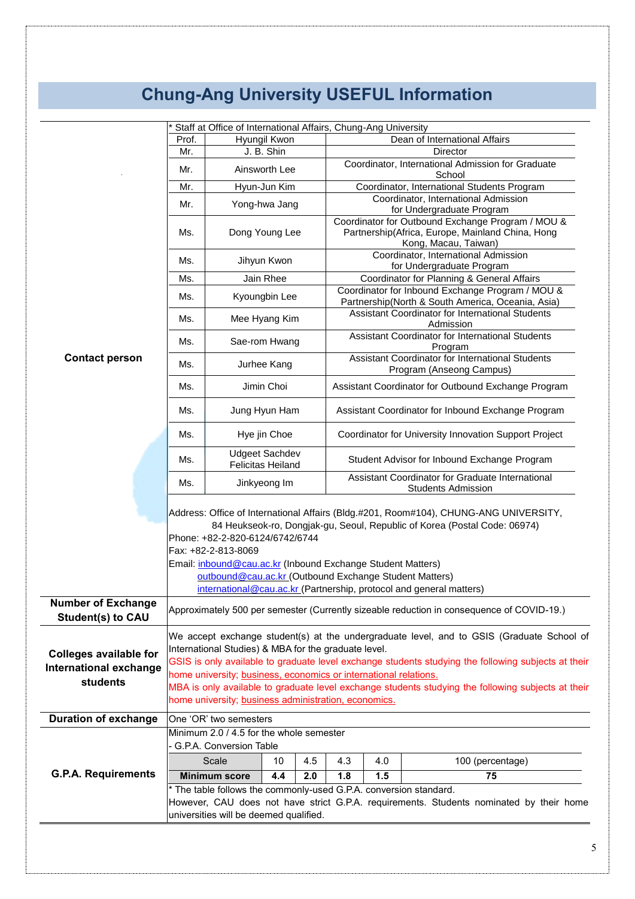# Chung-Ang University USEFUL Information

**Contact person**

* Staff at Office of International Affairs, Chung-Ang University

| Title | Name | Position |
|---|---|---|
| Prof. | Hyungil Kwon | Dean of International Affairs |
| Mr. | J. B. Shin | Director |
| Mr. | Ainsworth Lee | Coordinator, International Admission for Graduate School |
| Mr. | Hyun-Jun Kim | Coordinator, International Students Program |
| Mr. | Yong-hwa Jang | Coordinator, International Admission for Undergraduate Program |
| Ms. | Dong Young Lee | Coordinator for Outbound Exchange Program / MOU & Partnership(Africa, Europe, Mainland China, Hong Kong, Macau, Taiwan) |
| Ms. | Jihyun Kwon | Coordinator, International Admission for Undergraduate Program |
| Ms. | Jain Rhee | Coordinator for Planning & General Affairs |
| Ms. | Kyoungbin Lee | Coordinator for Inbound Exchange Program / MOU & Partnership(North & South America, Oceania, Asia) |
| Ms. | Mee Hyang Kim | Assistant Coordinator for International Students Admission |
| Ms. | Sae-rom Hwang | Assistant Coordinator for International Students Program |
| Ms. | Jurhee Kang | Assistant Coordinator for International Students Program (Anseong Campus) |
| Ms. | Jimin Choi | Assistant Coordinator for Outbound Exchange Program |
| Ms. | Jung Hyun Ham | Assistant Coordinator for Inbound Exchange Program |
| Ms. | Hye jin Choe | Coordinator for University Innovation Support Project |
| Ms. | Udgeet Sachdev Felicitas Heiland | Student Advisor for Inbound Exchange Program |
| Ms. | Jinkyeong Im | Assistant Coordinator for Graduate International Students Admission |

Address: Office of International Affairs (Bldg.#201, Room#104), CHUNG-ANG UNIVERSITY, 84 Heukseok-ro, Dongjak-gu, Seoul, Republic of Korea (Postal Code: 06974)

Phone: +82-2-820-6124/6742/6744

Fax: +82-2-813-8069

Email: inbound@cau.ac.kr (Inbound Exchange Student Matters)
outbound@cau.ac.kr (Outbound Exchange Student Matters)
international@cau.ac.kr (Partnership, protocol and general matters)

**Number of Exchange Student(s) to CAU**

Approximately 500 per semester (Currently sizeable reduction in consequence of COVID-19.)

**Colleges available for International exchange students**

We accept exchange student(s) at the undergraduate level, and to GSIS (Graduate School of International Studies) & MBA for the graduate level.

GSIS is only available to graduate level exchange students studying the following subjects at their home university; business, economics or international relations.

MBA is only available to graduate level exchange students studying the following subjects at their home university; business administration, economics.

**Duration of exchange**

One 'OR' two semesters

**G.P.A. Requirements**

Minimum 2.0 / 4.5 for the whole semester

- G.P.A. Conversion Table

| Scale | 10 | 4.5 | 4.3 | 4.0 | 100 (percentage) |
|---|---|---|---|---|---|
| **Minimum score** | **4.4** | **2.0** | **1.8** | **1.5** | **75** |

* The table follows the commonly-used G.P.A. conversion standard.

However, CAU does not have strict G.P.A. requirements. Students nominated by their home universities will be deemed qualified.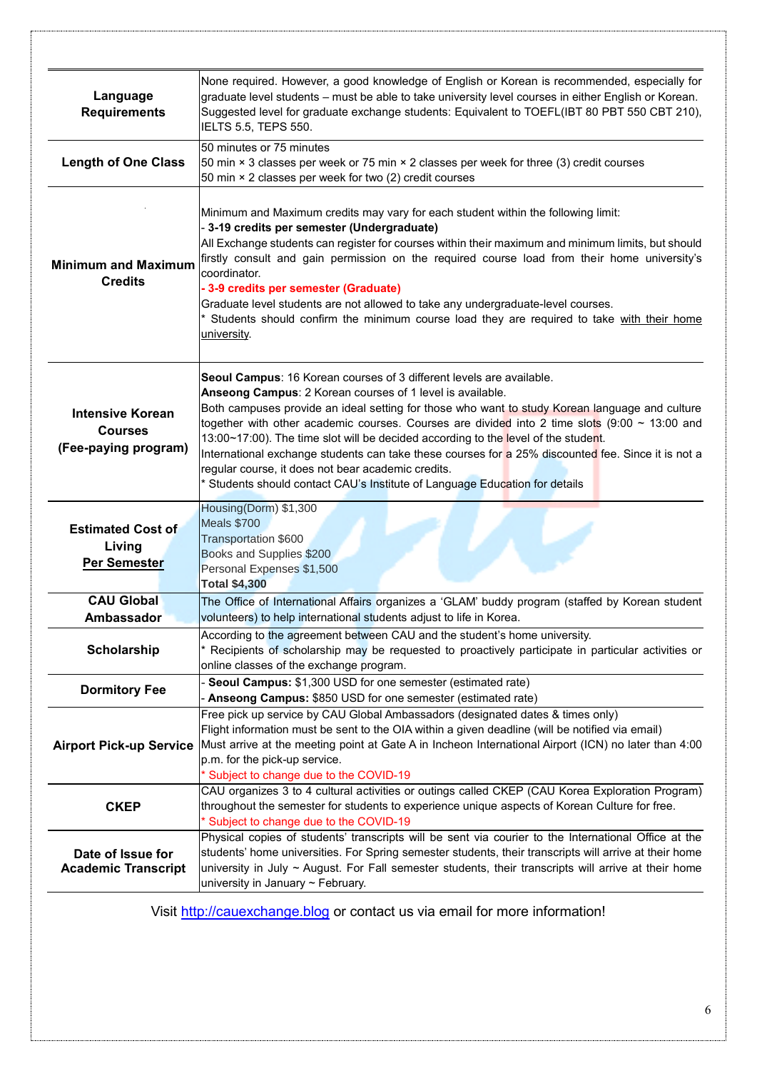| | |
|---|---|
| **Language Requirements** | None required. However, a good knowledge of English or Korean is recommended, especially for graduate level students – must be able to take university level courses in either English or Korean. Suggested level for graduate exchange students: Equivalent to TOEFL(IBT 80 PBT 550 CBT 210), IELTS 5.5, TEPS 550. |
| **Length of One Class** | 50 minutes or 75 minutes<br>50 min × 3 classes per week or 75 min × 2 classes per week for three (3) credit courses<br>50 min × 2 classes per week for two (2) credit courses |
| **Minimum and Maximum Credits** | Minimum and Maximum credits may vary for each student within the following limit:<br>- **3-19 credits per semester (Undergraduate)**<br>All Exchange students can register for courses within their maximum and minimum limits, but should firstly consult and gain permission on the required course load from their home university's coordinator.<br>**- 3-9 credits per semester (Graduate)**<br>Graduate level students are not allowed to take any undergraduate-level courses.<br>* Students should confirm the minimum course load they are required to take with their home university. |
| **Intensive Korean Courses (Fee-paying program)** | **Seoul Campus**: 16 Korean courses of 3 different levels are available.<br>**Anseong Campus**: 2 Korean courses of 1 level is available.<br>Both campuses provide an ideal setting for those who want to study Korean language and culture together with other academic courses. Courses are divided into 2 time slots (9:00 ~ 13:00 and 13:00~17:00). The time slot will be decided according to the level of the student.<br>International exchange students can take these courses for a 25% discounted fee. Since it is not a regular course, it does not bear academic credits.<br>* Students should contact CAU's Institute of Language Education for details |
| **Estimated Cost of Living Per Semester** | Housing(Dorm) $1,300<br>Meals $700<br>Transportation $600<br>Books and Supplies $200<br>Personal Expenses $1,500<br>**Total $4,300** |
| **CAU Global Ambassador** | The Office of International Affairs organizes a 'GLAM' buddy program (staffed by Korean student volunteers) to help international students adjust to life in Korea. |
| **Scholarship** | According to the agreement between CAU and the student's home university.<br>* Recipients of scholarship may be requested to proactively participate in particular activities or online classes of the exchange program. |
| **Dormitory Fee** | - **Seoul Campus:** $1,300 USD for one semester (estimated rate)<br>- **Anseong Campus:** $850 USD for one semester (estimated rate) |
| **Airport Pick-up Service** | Free pick up service by CAU Global Ambassadors (designated dates & times only)<br>Flight information must be sent to the OIA within a given deadline (will be notified via email)<br>Must arrive at the meeting point at Gate A in Incheon International Airport (ICN) no later than 4:00 p.m. for the pick-up service.<br>* Subject to change due to the COVID-19 |
| **CKEP** | CAU organizes 3 to 4 cultural activities or outings called CKEP (CAU Korea Exploration Program) throughout the semester for students to experience unique aspects of Korean Culture for free.<br>* Subject to change due to the COVID-19 |
| **Date of Issue for Academic Transcript** | Physical copies of students' transcripts will be sent via courier to the International Office at the students' home universities. For Spring semester students, their transcripts will arrive at their home university in July ~ August. For Fall semester students, their transcripts will arrive at their home university in January ~ February. |

Visit http://cauexchange.blog or contact us via email for more information!